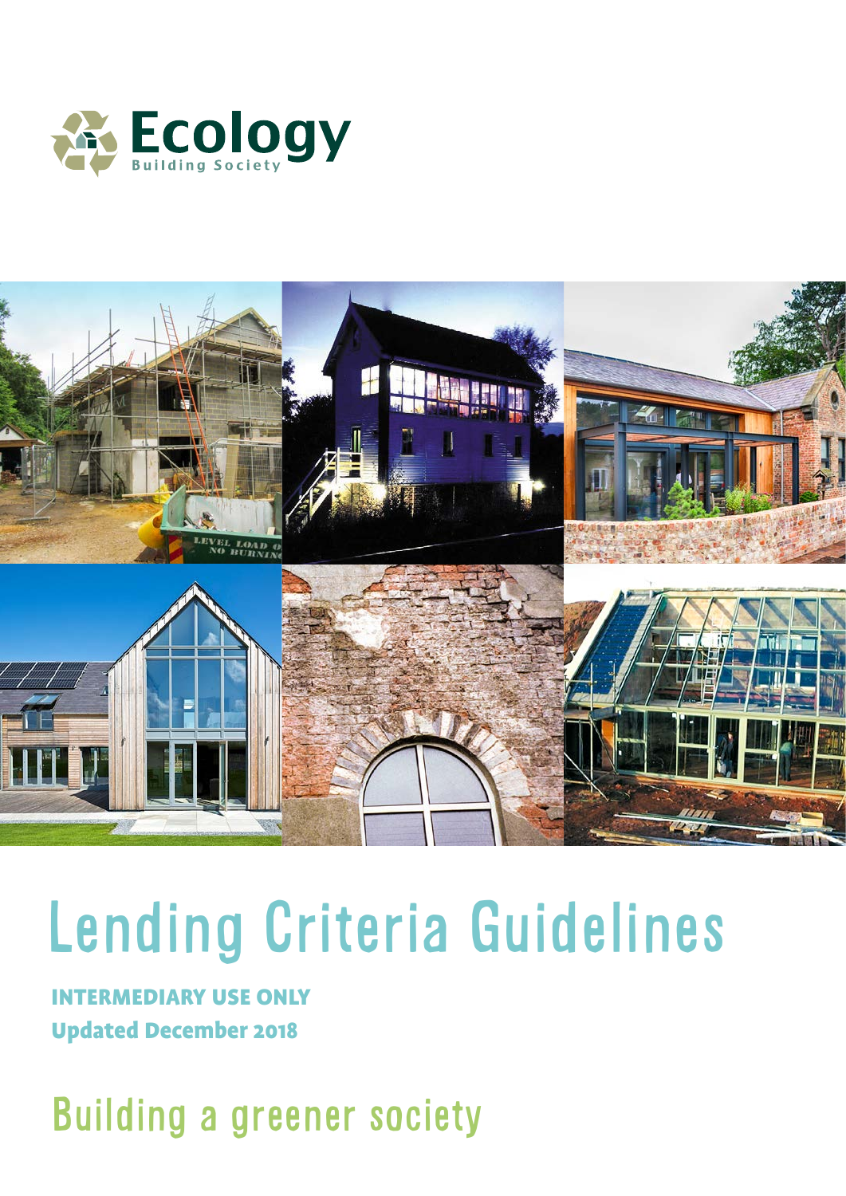Ecology
Building Society

# Lending Criteria Guidelines

**INTERMEDIARY USE ONLY**

**Updated December 2018**

## Building a greener society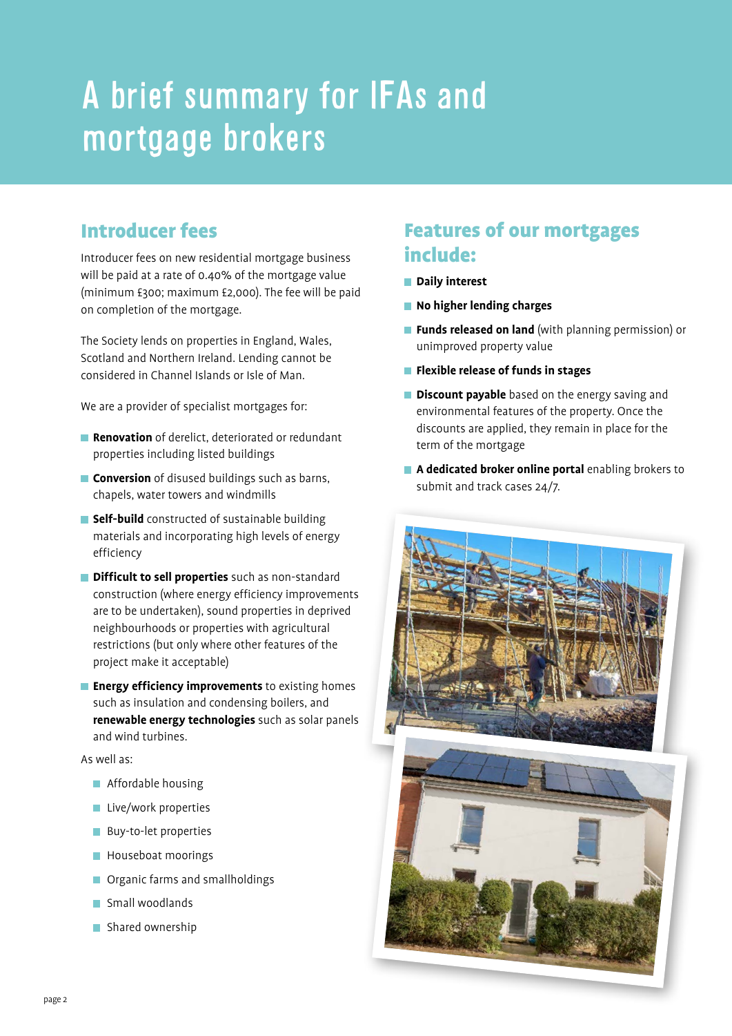# A brief summary for IFAs and mortgage brokers

## Introducer fees

Introducer fees on new residential mortgage business will be paid at a rate of 0.40% of the mortgage value (minimum £300; maximum £2,000). The fee will be paid on completion of the mortgage.

The Society lends on properties in England, Wales, Scotland and Northern Ireland. Lending cannot be considered in Channel Islands or Isle of Man.

We are a provider of specialist mortgages for:

- **Renovation** of derelict, deteriorated or redundant properties including listed buildings
- **Conversion** of disused buildings such as barns, chapels, water towers and windmills
- **Self-build** constructed of sustainable building materials and incorporating high levels of energy efficiency
- **Difficult to sell properties** such as non-standard construction (where energy efficiency improvements are to be undertaken), sound properties in deprived neighbourhoods or properties with agricultural restrictions (but only where other features of the project make it acceptable)
- **Energy efficiency improvements** to existing homes such as insulation and condensing boilers, and **renewable energy technologies** such as solar panels and wind turbines.

As well as:

- Affordable housing
- Live/work properties
- Buy-to-let properties
- Houseboat moorings
- Organic farms and smallholdings
- Small woodlands
- Shared ownership

## Features of our mortgages include:

- **Daily interest**
- **No higher lending charges**
- **Funds released on land** (with planning permission) or unimproved property value
- **Flexible release of funds in stages**
- **Discount payable** based on the energy saving and environmental features of the property. Once the discounts are applied, they remain in place for the term of the mortgage
- **A dedicated broker online portal** enabling brokers to submit and track cases 24/7.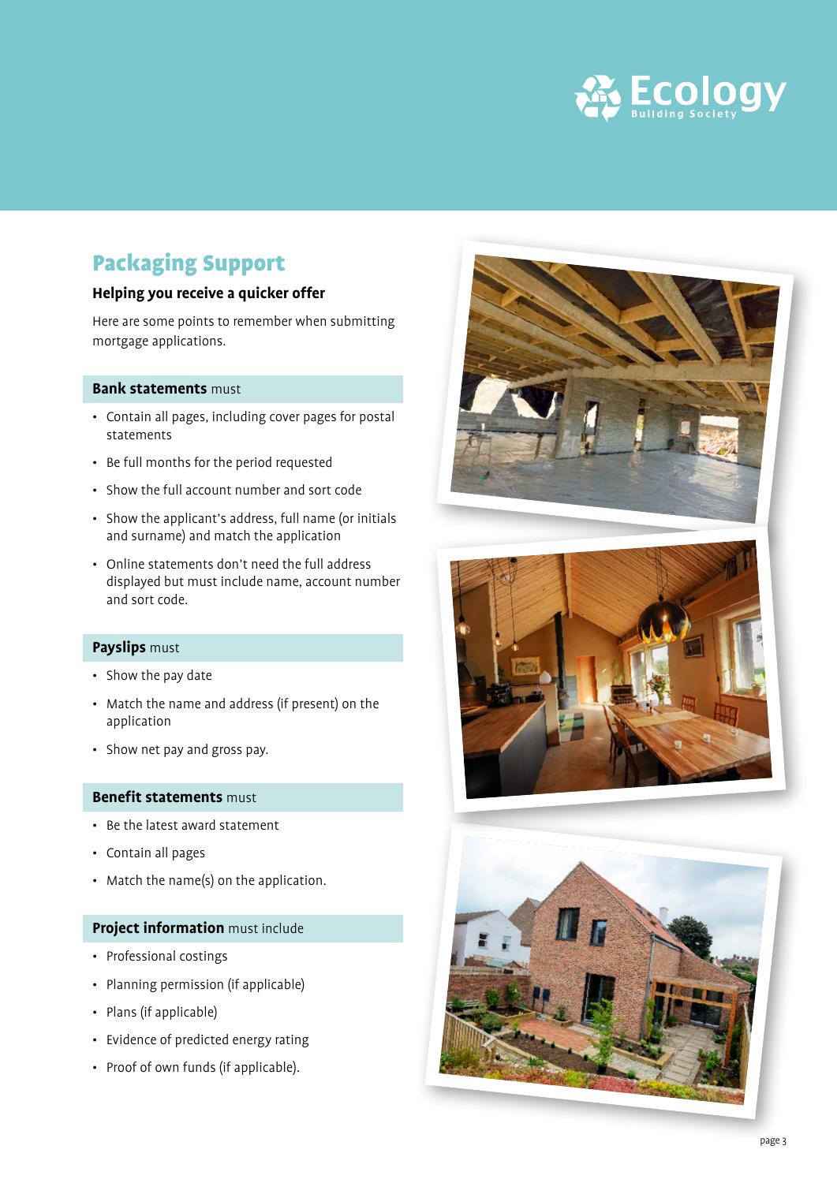## Packaging Support

### Helping you receive a quicker offer

Here are some points to remember when submitting mortgage applications.

**Bank statements** must

- Contain all pages, including cover pages for postal statements
- Be full months for the period requested
- Show the full account number and sort code
- Show the applicant's address, full name (or initials and surname) and match the application
- Online statements don't need the full address displayed but must include name, account number and sort code.

**Payslips** must

- Show the pay date
- Match the name and address (if present) on the application
- Show net pay and gross pay.

**Benefit statements** must

- Be the latest award statement
- Contain all pages
- Match the name(s) on the application.

**Project information** must include

- Professional costings
- Planning permission (if applicable)
- Plans (if applicable)
- Evidence of predicted energy rating
- Proof of own funds (if applicable).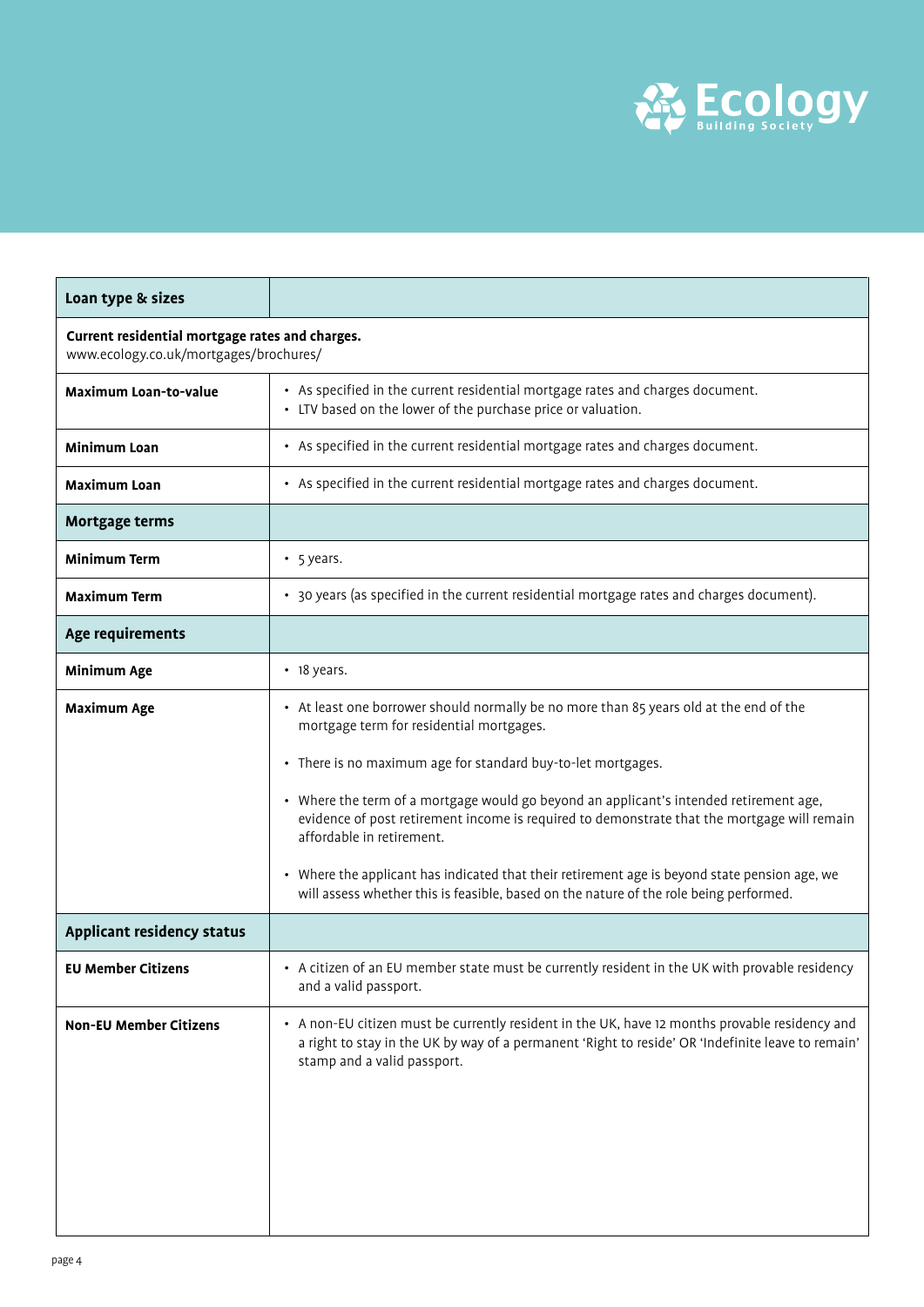| Loan type & sizes | |
|---|---|
| **Current residential mortgage rates and charges.** www.ecology.co.uk/mortgages/brochures/ | |
| **Maximum Loan-to-value** | • As specified in the current residential mortgage rates and charges document. • LTV based on the lower of the purchase price or valuation. |
| **Minimum Loan** | • As specified in the current residential mortgage rates and charges document. |
| **Maximum Loan** | • As specified in the current residential mortgage rates and charges document. |
| **Mortgage terms** | |
| **Minimum Term** | • 5 years. |
| **Maximum Term** | • 30 years (as specified in the current residential mortgage rates and charges document). |
| **Age requirements** | |
| **Minimum Age** | • 18 years. |
| **Maximum Age** | • At least one borrower should normally be no more than 85 years old at the end of the mortgage term for residential mortgages. • There is no maximum age for standard buy-to-let mortgages. • Where the term of a mortgage would go beyond an applicant's intended retirement age, evidence of post retirement income is required to demonstrate that the mortgage will remain affordable in retirement. • Where the applicant has indicated that their retirement age is beyond state pension age, we will assess whether this is feasible, based on the nature of the role being performed. |
| **Applicant residency status** | |
| **EU Member Citizens** | • A citizen of an EU member state must be currently resident in the UK with provable residency and a valid passport. |
| **Non-EU Member Citizens** | • A non-EU citizen must be currently resident in the UK, have 12 months provable residency and a right to stay in the UK by way of a permanent 'Right to reside' OR 'Indefinite leave to remain' stamp and a valid passport. |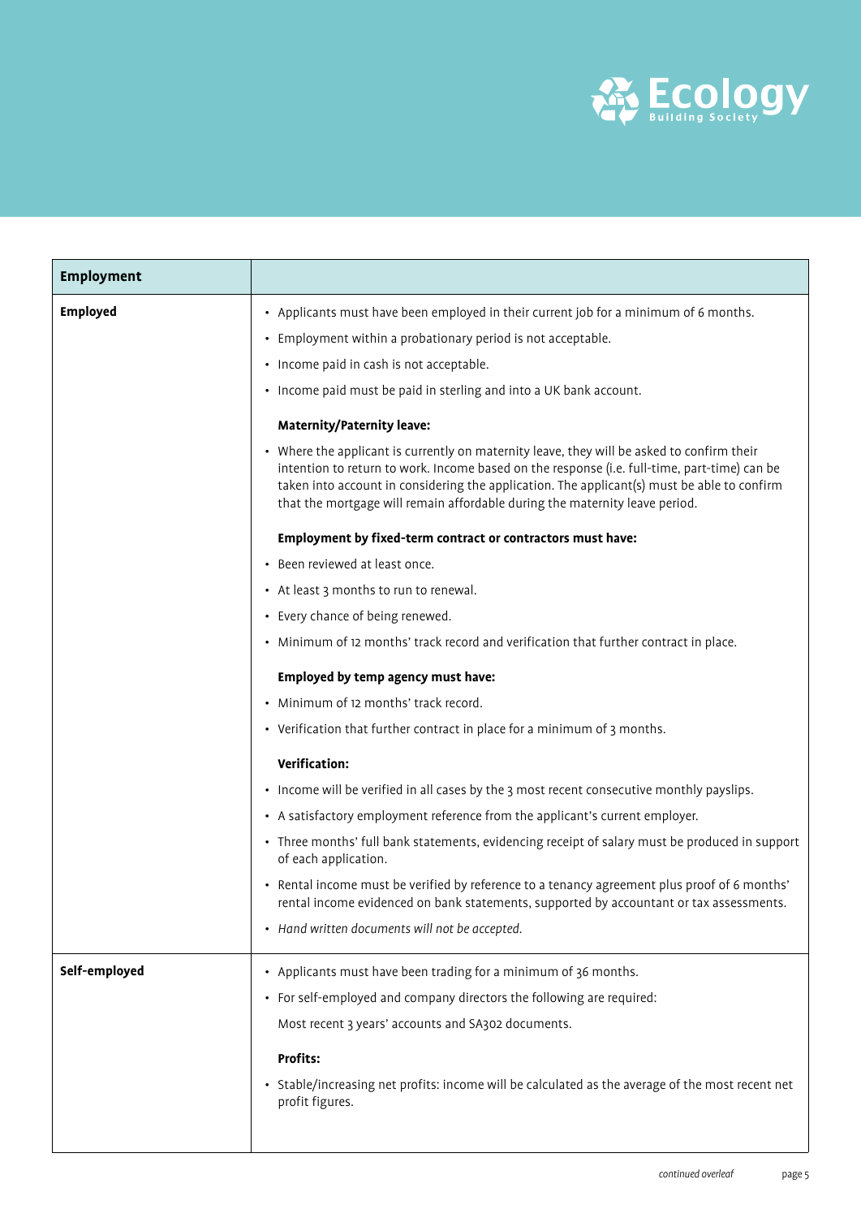| Employment | |
|---|---|
| **Employed** | • Applicants must have been employed in their current job for a minimum of 6 months.<br>• Employment within a probationary period is not acceptable.<br>• Income paid in cash is not acceptable.<br>• Income paid must be paid in sterling and into a UK bank account.<br><br>**Maternity/Paternity leave:**<br>• Where the applicant is currently on maternity leave, they will be asked to confirm their intention to return to work. Income based on the response (i.e. full-time, part-time) can be taken into account in considering the application. The applicant(s) must be able to confirm that the mortgage will remain affordable during the maternity leave period.<br><br>**Employment by fixed-term contract or contractors must have:**<br>• Been reviewed at least once.<br>• At least 3 months to run to renewal.<br>• Every chance of being renewed.<br>• Minimum of 12 months' track record and verification that further contract in place.<br><br>**Employed by temp agency must have:**<br>• Minimum of 12 months' track record.<br>• Verification that further contract in place for a minimum of 3 months.<br><br>**Verification:**<br>• Income will be verified in all cases by the 3 most recent consecutive monthly payslips.<br>• A satisfactory employment reference from the applicant's current employer.<br>• Three months' full bank statements, evidencing receipt of salary must be produced in support of each application.<br>• Rental income must be verified by reference to a tenancy agreement plus proof of 6 months' rental income evidenced on bank statements, supported by accountant or tax assessments.<br>• *Hand written documents will not be accepted.* |
| **Self-employed** | • Applicants must have been trading for a minimum of 36 months.<br>• For self-employed and company directors the following are required:<br>Most recent 3 years' accounts and SA302 documents.<br><br>**Profits:**<br>• Stable/increasing net profits: income will be calculated as the average of the most recent net profit figures. |

*continued overleaf*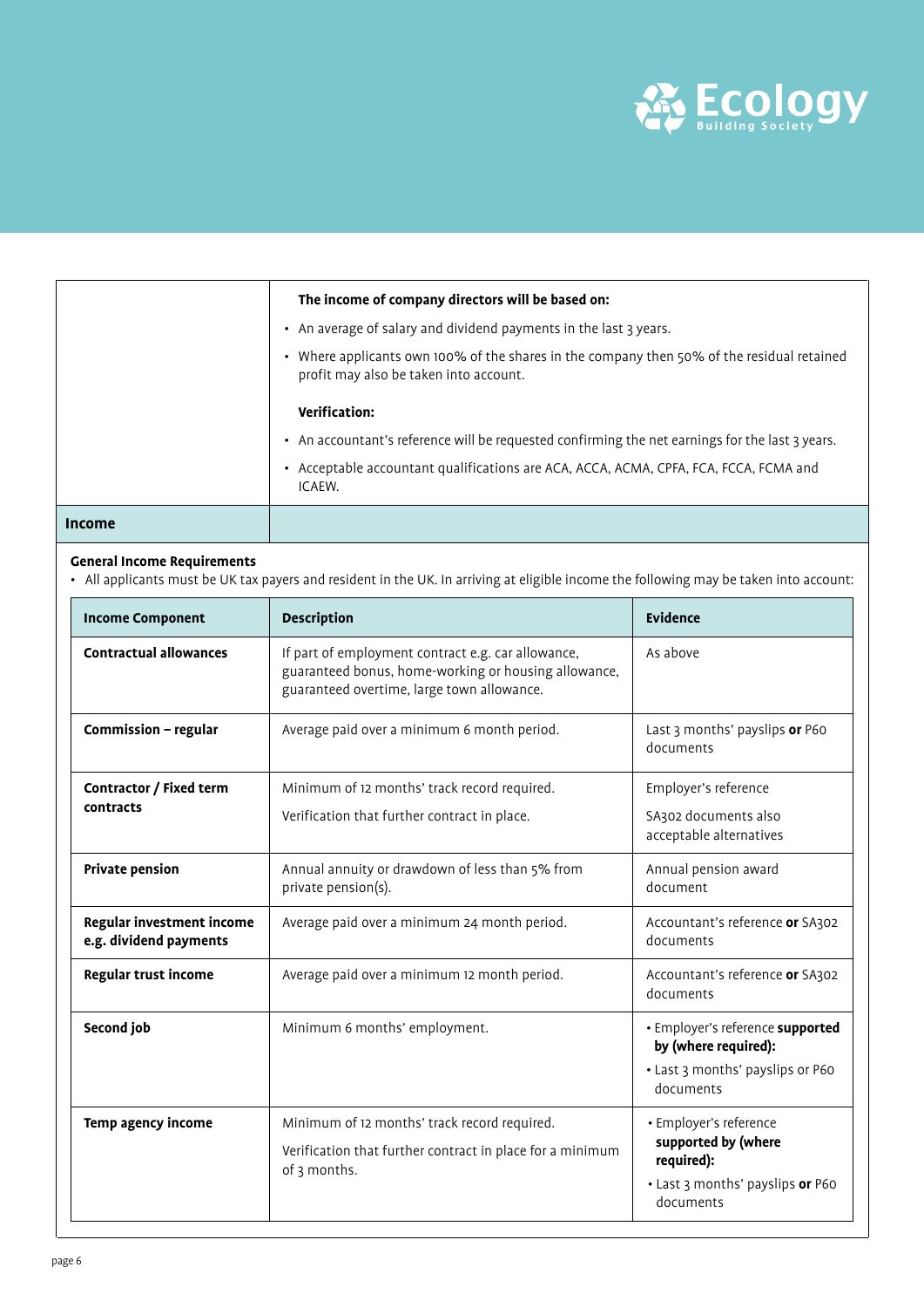| | |
|---|---|
| | **The income of company directors will be based on:**<br>• An average of salary and dividend payments in the last 3 years.<br>• Where applicants own 100% of the shares in the company then 50% of the residual retained profit may also be taken into account.<br><br>**Verification:**<br>• An accountant's reference will be requested confirming the net earnings for the last 3 years.<br>• Acceptable accountant qualifications are ACA, ACCA, ACMA, CPFA, FCA, FCCA, FCMA and ICAEW. |
| **Income** | |

**General Income Requirements**

- All applicants must be UK tax payers and resident in the UK. In arriving at eligible income the following may be taken into account:

| Income Component | Description | Evidence |
|---|---|---|
| **Contractual allowances** | If part of employment contract e.g. car allowance, guaranteed bonus, home-working or housing allowance, guaranteed overtime, large town allowance. | As above |
| **Commission – regular** | Average paid over a minimum 6 month period. | Last 3 months' payslips **or** P60 documents |
| **Contractor / Fixed term contracts** | Minimum of 12 months' track record required.<br>Verification that further contract in place. | Employer's reference<br>SA302 documents also acceptable alternatives |
| **Private pension** | Annual annuity or drawdown of less than 5% from private pension(s). | Annual pension award document |
| **Regular investment income e.g. dividend payments** | Average paid over a minimum 24 month period. | Accountant's reference **or** SA302 documents |
| **Regular trust income** | Average paid over a minimum 12 month period. | Accountant's reference **or** SA302 documents |
| **Second job** | Minimum 6 months' employment. | • Employer's reference **supported by (where required):**<br>• Last 3 months' payslips or P60 documents |
| **Temp agency income** | Minimum of 12 months' track record required.<br>Verification that further contract in place for a minimum of 3 months. | • Employer's reference **supported by (where required):**<br>• Last 3 months' payslips **or** P60 documents |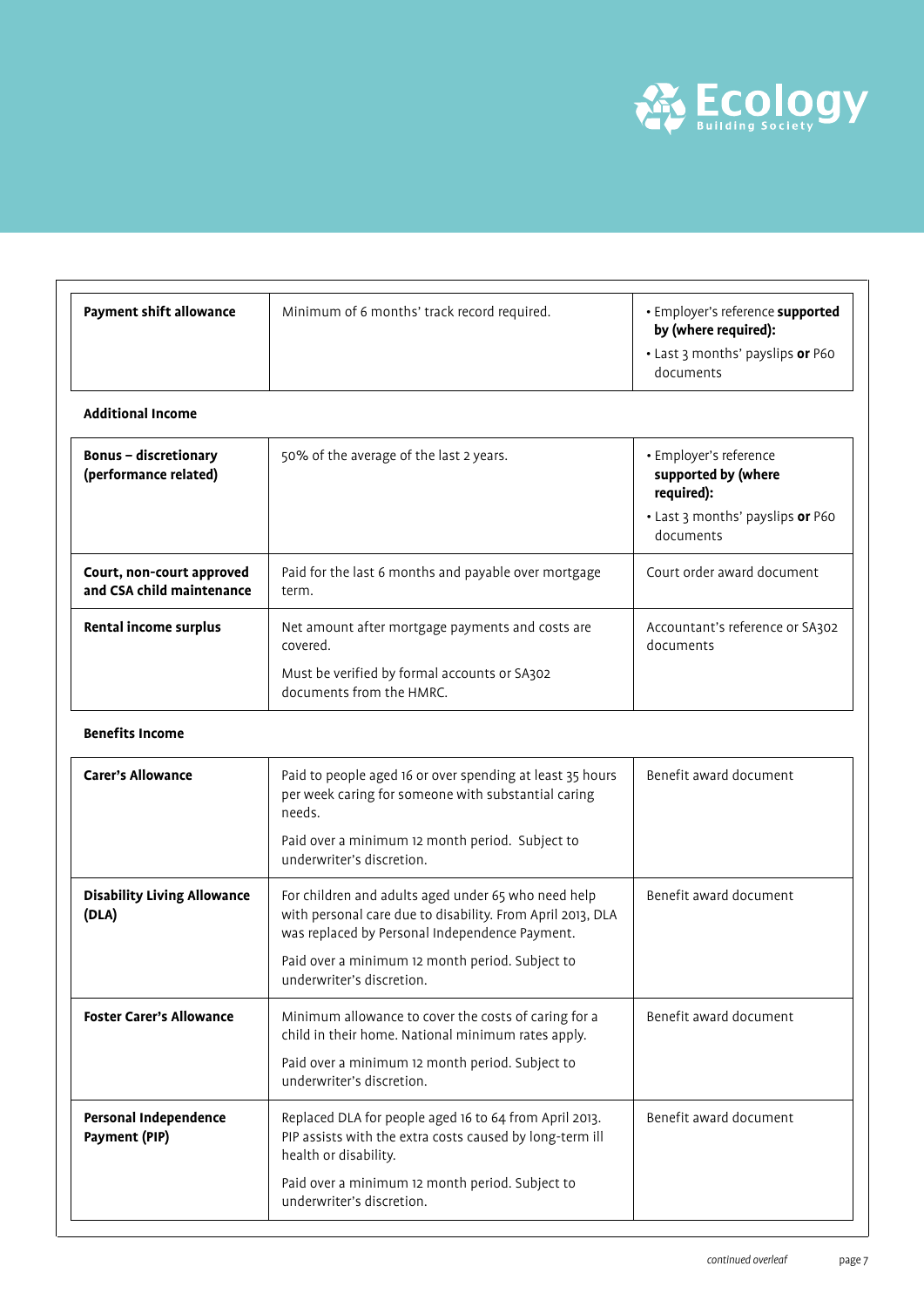| | | |
|---|---|---|
| **Payment shift allowance** | Minimum of 6 months' track record required. | • Employer's reference **supported by (where required):**<br>• Last 3 months' payslips **or** P60 documents |

**Additional Income**

| | | |
|---|---|---|
| **Bonus – discretionary (performance related)** | 50% of the average of the last 2 years. | • Employer's reference **supported by (where required):**<br>• Last 3 months' payslips **or** P60 documents |
| **Court, non-court approved and CSA child maintenance** | Paid for the last 6 months and payable over mortgage term. | Court order award document |
| **Rental income surplus** | Net amount after mortgage payments and costs are covered.<br><br>Must be verified by formal accounts or SA302 documents from the HMRC. | Accountant's reference or SA302 documents |

**Benefits Income**

| | | |
|---|---|---|
| **Carer's Allowance** | Paid to people aged 16 or over spending at least 35 hours per week caring for someone with substantial caring needs.<br><br>Paid over a minimum 12 month period. Subject to underwriter's discretion. | Benefit award document |
| **Disability Living Allowance (DLA)** | For children and adults aged under 65 who need help with personal care due to disability. From April 2013, DLA was replaced by Personal Independence Payment.<br><br>Paid over a minimum 12 month period. Subject to underwriter's discretion. | Benefit award document |
| **Foster Carer's Allowance** | Minimum allowance to cover the costs of caring for a child in their home. National minimum rates apply.<br><br>Paid over a minimum 12 month period. Subject to underwriter's discretion. | Benefit award document |
| **Personal Independence Payment (PIP)** | Replaced DLA for people aged 16 to 64 from April 2013. PIP assists with the extra costs caused by long-term ill health or disability.<br><br>Paid over a minimum 12 month period. Subject to underwriter's discretion. | Benefit award document |

*continued overleaf*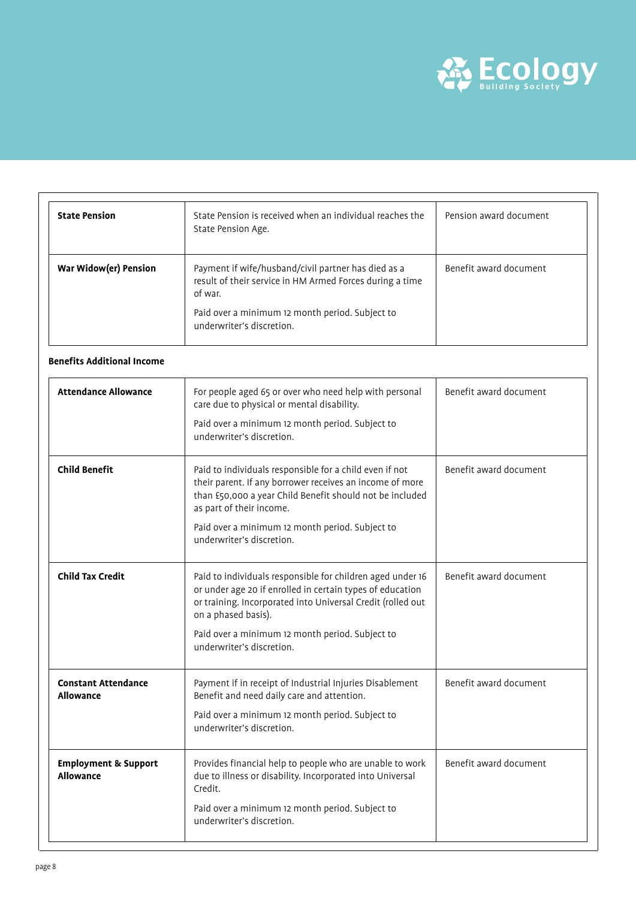| | | |
|---|---|---|
| **State Pension** | State Pension is received when an individual reaches the State Pension Age. | Pension award document |
| **War Widow(er) Pension** | Payment if wife/husband/civil partner has died as a result of their service in HM Armed Forces during a time of war.<br><br>Paid over a minimum 12 month period. Subject to underwriter's discretion. | Benefit award document |

**Benefits Additional Income**

| | | |
|---|---|---|
| **Attendance Allowance** | For people aged 65 or over who need help with personal care due to physical or mental disability.<br><br>Paid over a minimum 12 month period. Subject to underwriter's discretion. | Benefit award document |
| **Child Benefit** | Paid to individuals responsible for a child even if not their parent. If any borrower receives an income of more than £50,000 a year Child Benefit should not be included as part of their income.<br><br>Paid over a minimum 12 month period. Subject to underwriter's discretion. | Benefit award document |
| **Child Tax Credit** | Paid to individuals responsible for children aged under 16 or under age 20 if enrolled in certain types of education or training. Incorporated into Universal Credit (rolled out on a phased basis).<br><br>Paid over a minimum 12 month period. Subject to underwriter's discretion. | Benefit award document |
| **Constant Attendance Allowance** | Payment if in receipt of Industrial Injuries Disablement Benefit and need daily care and attention.<br><br>Paid over a minimum 12 month period. Subject to underwriter's discretion. | Benefit award document |
| **Employment & Support Allowance** | Provides financial help to people who are unable to work due to illness or disability. Incorporated into Universal Credit.<br><br>Paid over a minimum 12 month period. Subject to underwriter's discretion. | Benefit award document |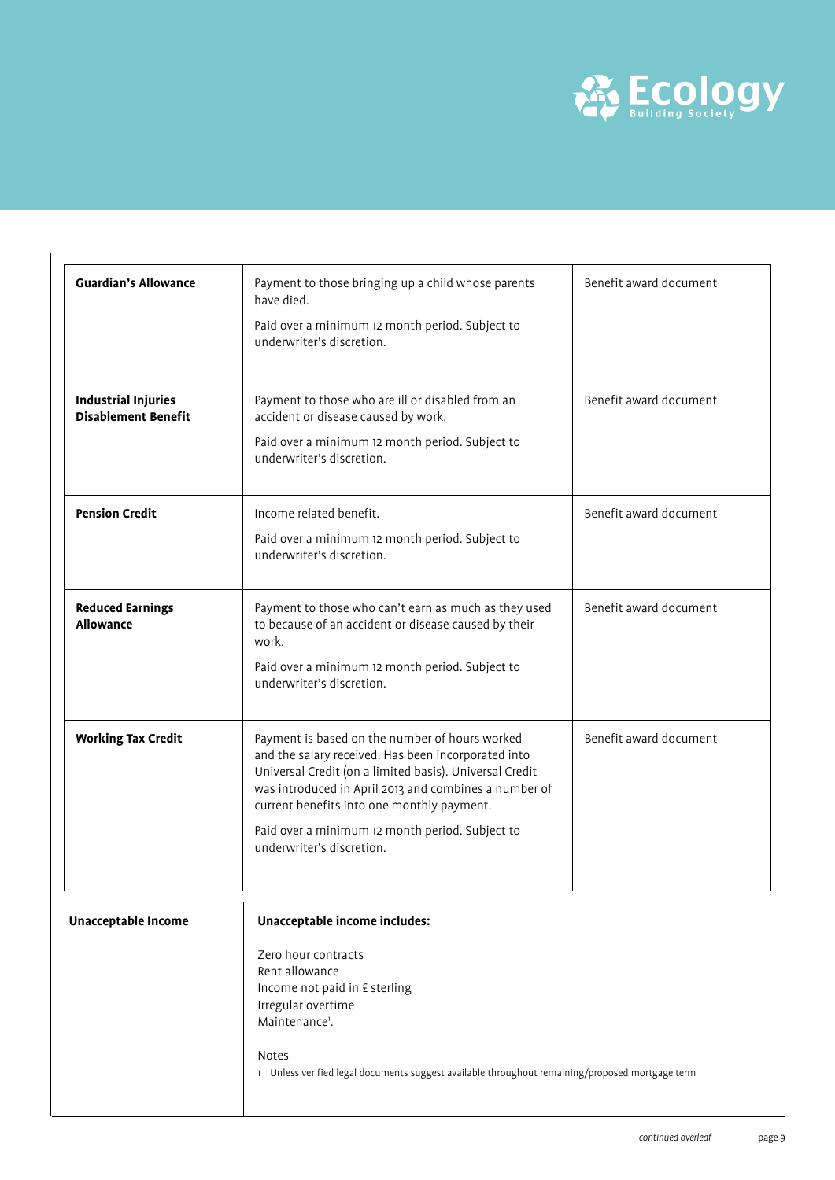| | | |
|---|---|---|
| **Guardian's Allowance** | Payment to those bringing up a child whose parents have died.<br><br>Paid over a minimum 12 month period. Subject to underwriter's discretion. | Benefit award document |
| **Industrial Injuries Disablement Benefit** | Payment to those who are ill or disabled from an accident or disease caused by work.<br><br>Paid over a minimum 12 month period. Subject to underwriter's discretion. | Benefit award document |
| **Pension Credit** | Income related benefit.<br><br>Paid over a minimum 12 month period. Subject to underwriter's discretion. | Benefit award document |
| **Reduced Earnings Allowance** | Payment to those who can't earn as much as they used to because of an accident or disease caused by their work.<br><br>Paid over a minimum 12 month period. Subject to underwriter's discretion. | Benefit award document |
| **Working Tax Credit** | Payment is based on the number of hours worked and the salary received. Has been incorporated into Universal Credit (on a limited basis). Universal Credit was introduced in April 2013 and combines a number of current benefits into one monthly payment.<br><br>Paid over a minimum 12 month period. Subject to underwriter's discretion. | Benefit award document |

| | |
|---|---|
| **Unacceptable Income** | **Unacceptable income includes:**<br><br>Zero hour contracts<br>Rent allowance<br>Income not paid in £ sterling<br>Irregular overtime<br>Maintenance[1].<br><br>Notes<br>1 Unless verified legal documents suggest available throughout remaining/proposed mortgage term |

*continued overleaf*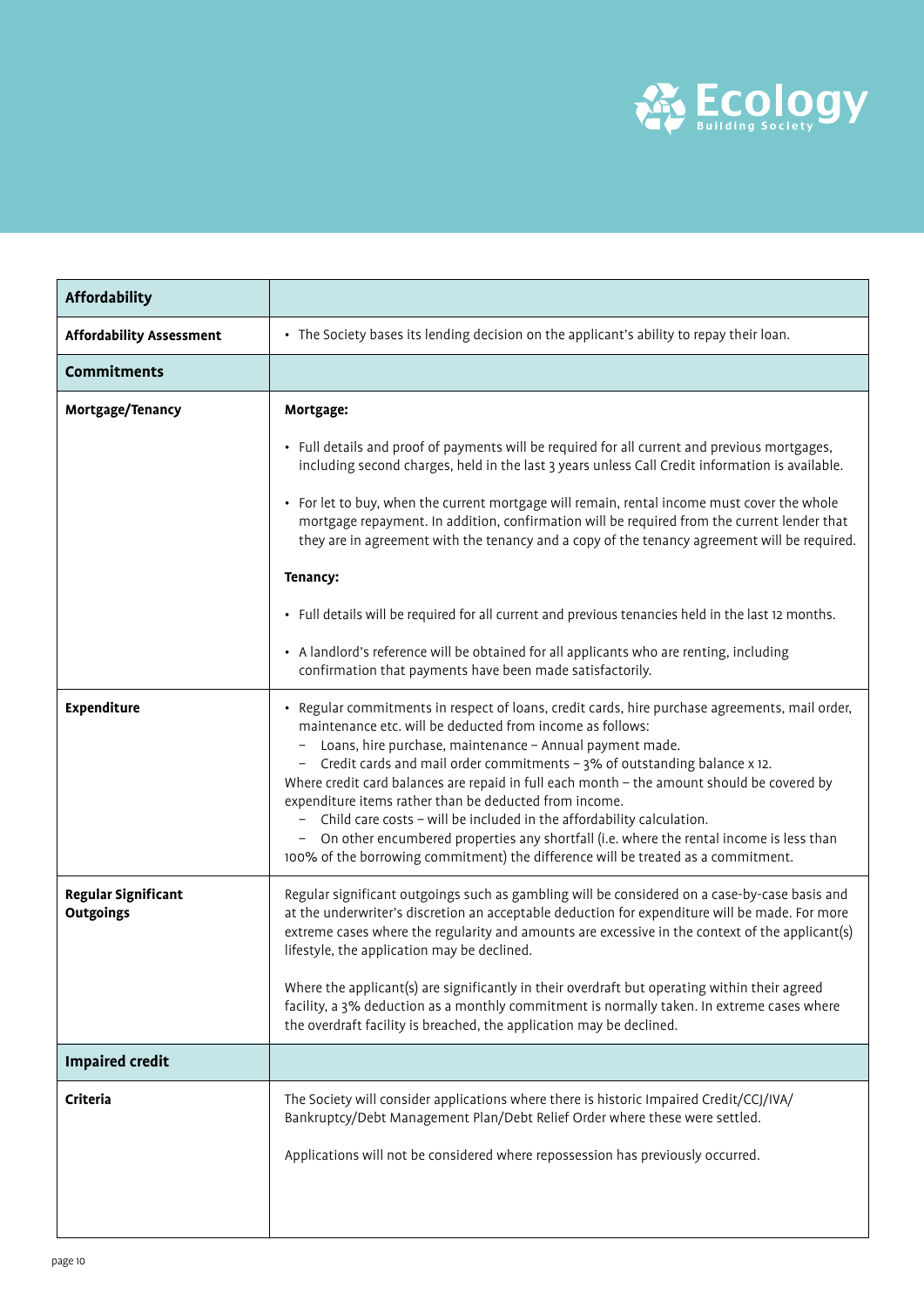| Affordability | |
|---|---|
| **Affordability Assessment** | • The Society bases its lending decision on the applicant's ability to repay their loan. |
| **Commitments** | |
| **Mortgage/Tenancy** | **Mortgage:**<br><br>• Full details and proof of payments will be required for all current and previous mortgages, including second charges, held in the last 3 years unless Call Credit information is available.<br><br>• For let to buy, when the current mortgage will remain, rental income must cover the whole mortgage repayment. In addition, confirmation will be required from the current lender that they are in agreement with the tenancy and a copy of the tenancy agreement will be required.<br><br>**Tenancy:**<br><br>• Full details will be required for all current and previous tenancies held in the last 12 months.<br><br>• A landlord's reference will be obtained for all applicants who are renting, including confirmation that payments have been made satisfactorily. |
| **Expenditure** | • Regular commitments in respect of loans, credit cards, hire purchase agreements, mail order, maintenance etc. will be deducted from income as follows:<br>– Loans, hire purchase, maintenance – Annual payment made.<br>– Credit cards and mail order commitments – 3% of outstanding balance x 12.<br>Where credit card balances are repaid in full each month – the amount should be covered by expenditure items rather than be deducted from income.<br>– Child care costs – will be included in the affordability calculation.<br>– On other encumbered properties any shortfall (i.e. where the rental income is less than 100% of the borrowing commitment) the difference will be treated as a commitment. |
| **Regular Significant Outgoings** | Regular significant outgoings such as gambling will be considered on a case-by-case basis and at the underwriter's discretion an acceptable deduction for expenditure will be made. For more extreme cases where the regularity and amounts are excessive in the context of the applicant(s) lifestyle, the application may be declined.<br><br>Where the applicant(s) are significantly in their overdraft but operating within their agreed facility, a 3% deduction as a monthly commitment is normally taken. In extreme cases where the overdraft facility is breached, the application may be declined. |
| **Impaired credit** | |
| **Criteria** | The Society will consider applications where there is historic Impaired Credit/CCJ/IVA/Bankruptcy/Debt Management Plan/Debt Relief Order where these were settled.<br><br>Applications will not be considered where repossession has previously occurred. |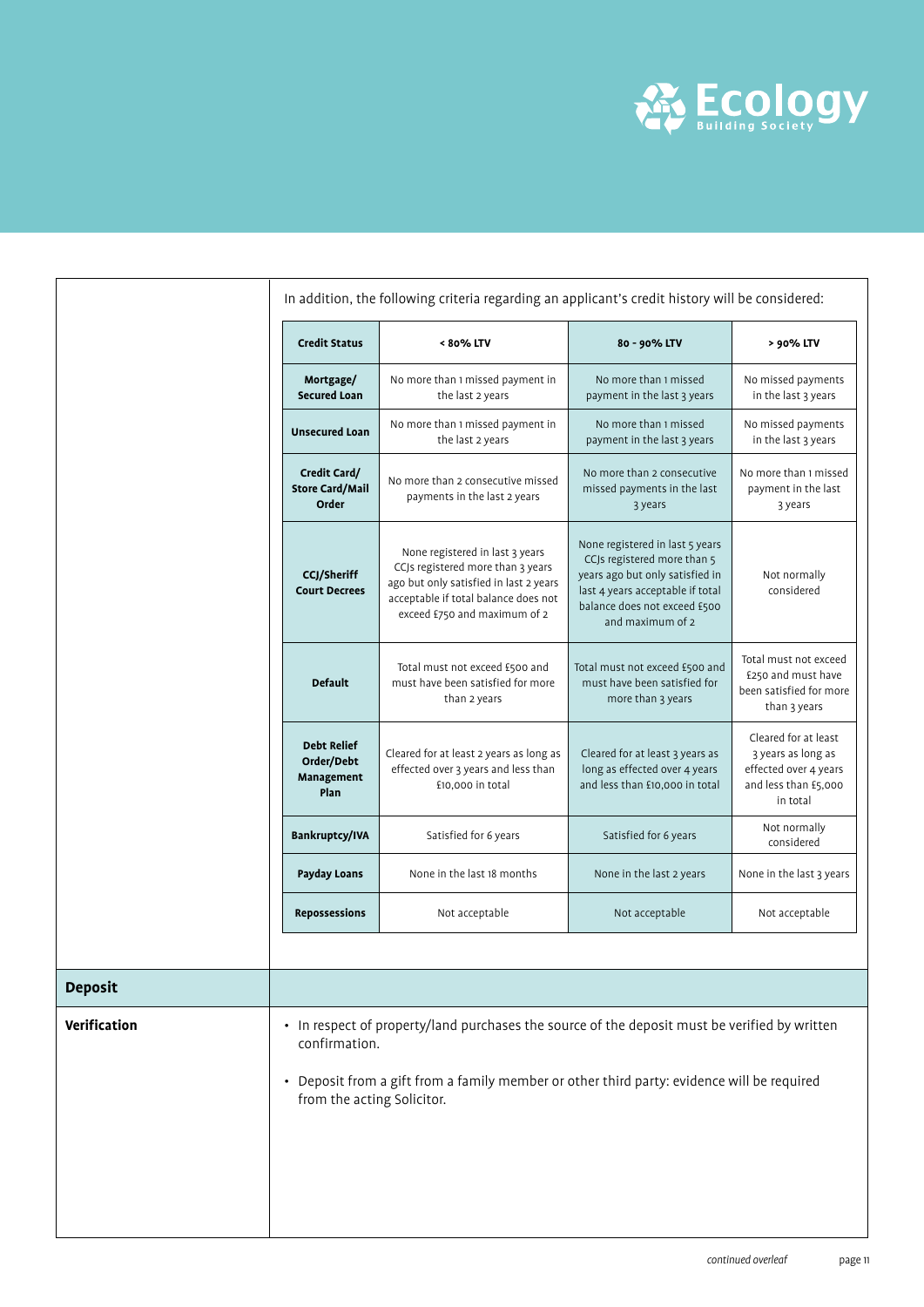In addition, the following criteria regarding an applicant's credit history will be considered:

| Credit Status | < 80% LTV | 80 - 90% LTV | > 90% LTV |
|---|---|---|---|
| Mortgage/ Secured Loan | No more than 1 missed payment in the last 2 years | No more than 1 missed payment in the last 3 years | No missed payments in the last 3 years |
| Unsecured Loan | No more than 1 missed payment in the last 2 years | No more than 1 missed payment in the last 3 years | No missed payments in the last 3 years |
| Credit Card/ Store Card/Mail Order | No more than 2 consecutive missed payments in the last 2 years | No more than 2 consecutive missed payments in the last 3 years | No more than 1 missed payment in the last 3 years |
| CCJ/Sheriff Court Decrees | None registered in last 3 years CCJs registered more than 3 years ago but only satisfied in last 2 years acceptable if total balance does not exceed £750 and maximum of 2 | None registered in last 5 years CCJs registered more than 5 years ago but only satisfied in last 4 years acceptable if total balance does not exceed £500 and maximum of 2 | Not normally considered |
| Default | Total must not exceed £500 and must have been satisfied for more than 2 years | Total must not exceed £500 and must have been satisfied for more than 3 years | Total must not exceed £250 and must have been satisfied for more than 3 years |
| Debt Relief Order/Debt Management Plan | Cleared for at least 2 years as long as effected over 3 years and less than £10,000 in total | Cleared for at least 3 years as long as effected over 4 years and less than £10,000 in total | Cleared for at least 3 years as long as effected over 4 years and less than £5,000 in total |
| Bankruptcy/IVA | Satisfied for 6 years | Satisfied for 6 years | Not normally considered |
| Payday Loans | None in the last 18 months | None in the last 2 years | None in the last 3 years |
| Repossessions | Not acceptable | Not acceptable | Not acceptable |

## Deposit

**Verification**

- In respect of property/land purchases the source of the deposit must be verified by written confirmation.
- Deposit from a gift from a family member or other third party: evidence will be required from the acting Solicitor.

*continued overleaf*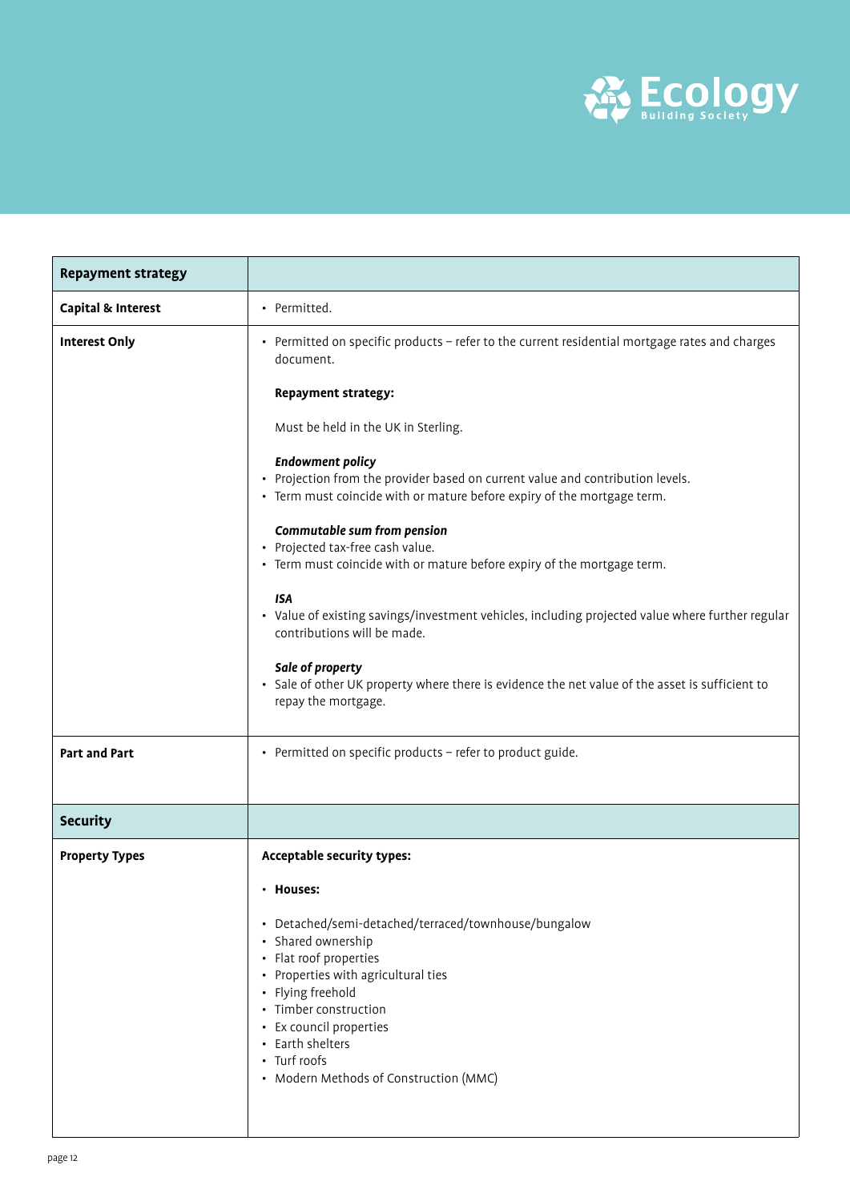| Repayment strategy | |
|---|---|
| **Capital & Interest** | • Permitted. |
| **Interest Only** | • Permitted on specific products – refer to the current residential mortgage rates and charges document.<br><br>**Repayment strategy:**<br><br>Must be held in the UK in Sterling.<br><br>***Endowment policy***<br>• Projection from the provider based on current value and contribution levels.<br>• Term must coincide with or mature before expiry of the mortgage term.<br><br>***Commutable sum from pension***<br>• Projected tax-free cash value.<br>• Term must coincide with or mature before expiry of the mortgage term.<br><br>***ISA***<br>• Value of existing savings/investment vehicles, including projected value where further regular contributions will be made.<br><br>***Sale of property***<br>• Sale of other UK property where there is evidence the net value of the asset is sufficient to repay the mortgage. |
| **Part and Part** | • Permitted on specific products – refer to product guide. |
| **Security** | |
| **Property Types** | **Acceptable security types:**<br><br>• **Houses:**<br><br>• Detached/semi-detached/terraced/townhouse/bungalow<br>• Shared ownership<br>• Flat roof properties<br>• Properties with agricultural ties<br>• Flying freehold<br>• Timber construction<br>• Ex council properties<br>• Earth shelters<br>• Turf roofs<br>• Modern Methods of Construction (MMC) |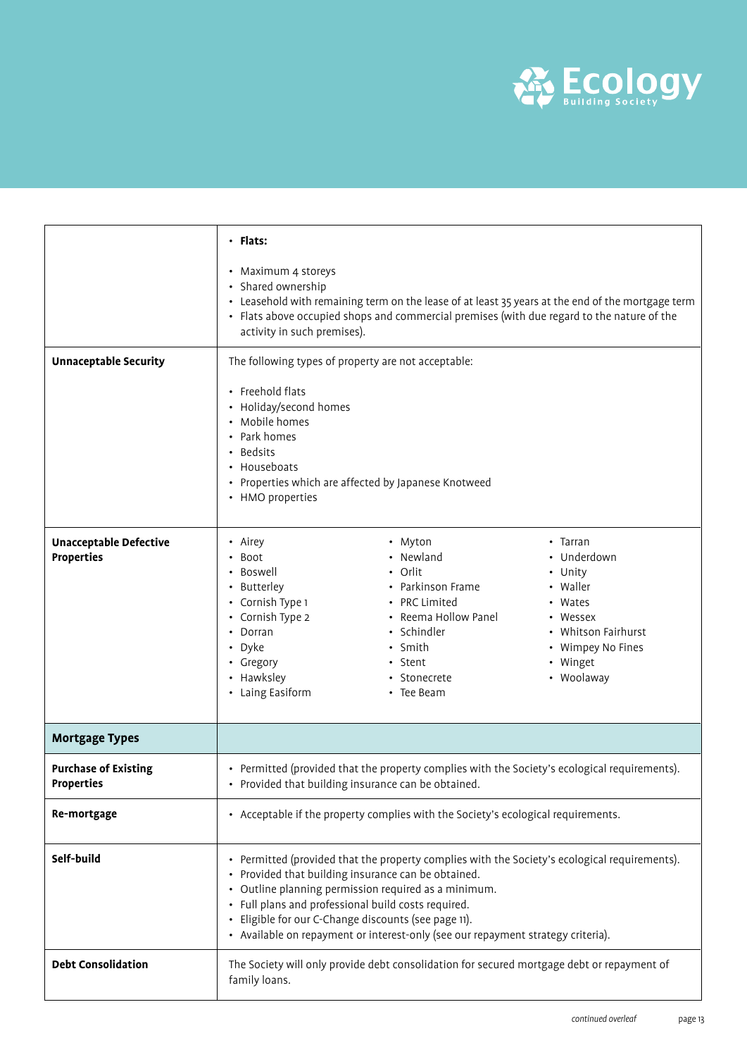| | |
|---|---|
| | • **Flats:**<br><br>• Maximum 4 storeys<br>• Shared ownership<br>• Leasehold with remaining term on the lease of at least 35 years at the end of the mortgage term<br>• Flats above occupied shops and commercial premises (with due regard to the nature of the activity in such premises). |
| **Unnaceptable Security** | The following types of property are not acceptable:<br><br>• Freehold flats<br>• Holiday/second homes<br>• Mobile homes<br>• Park homes<br>• Bedsits<br>• Houseboats<br>• Properties which are affected by Japanese Knotweed<br>• HMO properties |
| **Unacceptable Defective Properties** | • Airey<br>• Boot<br>• Boswell<br>• Butterley<br>• Cornish Type 1<br>• Cornish Type 2<br>• Dorran<br>• Dyke<br>• Gregory<br>• Hawksley<br>• Laing Easiform<br>• Myton<br>• Newland<br>• Orlit<br>• Parkinson Frame<br>• PRC Limited<br>• Reema Hollow Panel<br>• Schindler<br>• Smith<br>• Stent<br>• Stonecrete<br>• Tee Beam<br>• Tarran<br>• Underdown<br>• Unity<br>• Waller<br>• Wates<br>• Wessex<br>• Whitson Fairhurst<br>• Wimpey No Fines<br>• Winget<br>• Woolaway |
| **Mortgage Types** | |
| **Purchase of Existing Properties** | • Permitted (provided that the property complies with the Society's ecological requirements).<br>• Provided that building insurance can be obtained. |
| **Re-mortgage** | • Acceptable if the property complies with the Society's ecological requirements. |
| **Self-build** | • Permitted (provided that the property complies with the Society's ecological requirements).<br>• Provided that building insurance can be obtained.<br>• Outline planning permission required as a minimum.<br>• Full plans and professional build costs required.<br>• Eligible for our C-Change discounts (see page 11).<br>• Available on repayment or interest-only (see our repayment strategy criteria). |
| **Debt Consolidation** | The Society will only provide debt consolidation for secured mortgage debt or repayment of family loans. |

*continued overleaf*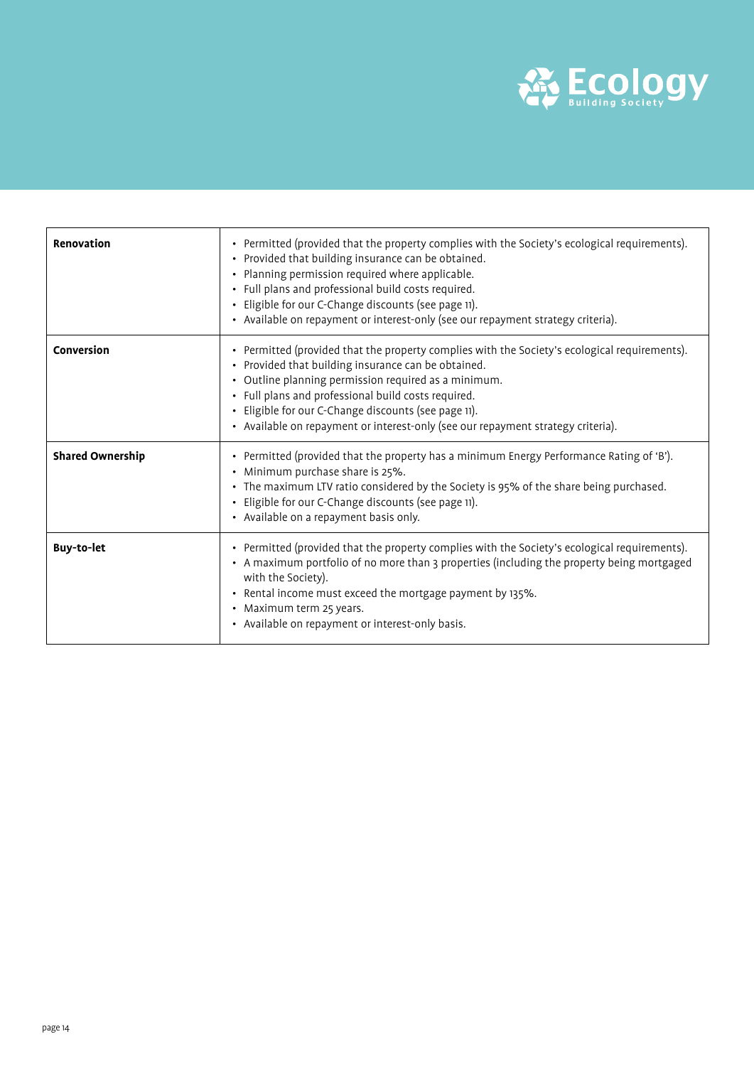| | |
|---|---|
| **Renovation** | • Permitted (provided that the property complies with the Society's ecological requirements).<br>• Provided that building insurance can be obtained.<br>• Planning permission required where applicable.<br>• Full plans and professional build costs required.<br>• Eligible for our C-Change discounts (see page 11).<br>• Available on repayment or interest-only (see our repayment strategy criteria). |
| **Conversion** | • Permitted (provided that the property complies with the Society's ecological requirements).<br>• Provided that building insurance can be obtained.<br>• Outline planning permission required as a minimum.<br>• Full plans and professional build costs required.<br>• Eligible for our C-Change discounts (see page 11).<br>• Available on repayment or interest-only (see our repayment strategy criteria). |
| **Shared Ownership** | • Permitted (provided that the property has a minimum Energy Performance Rating of 'B').<br>• Minimum purchase share is 25%.<br>• The maximum LTV ratio considered by the Society is 95% of the share being purchased.<br>• Eligible for our C-Change discounts (see page 11).<br>• Available on a repayment basis only. |
| **Buy-to-let** | • Permitted (provided that the property complies with the Society's ecological requirements).<br>• A maximum portfolio of no more than 3 properties (including the property being mortgaged with the Society).<br>• Rental income must exceed the mortgage payment by 135%.<br>• Maximum term 25 years.<br>• Available on repayment or interest-only basis. |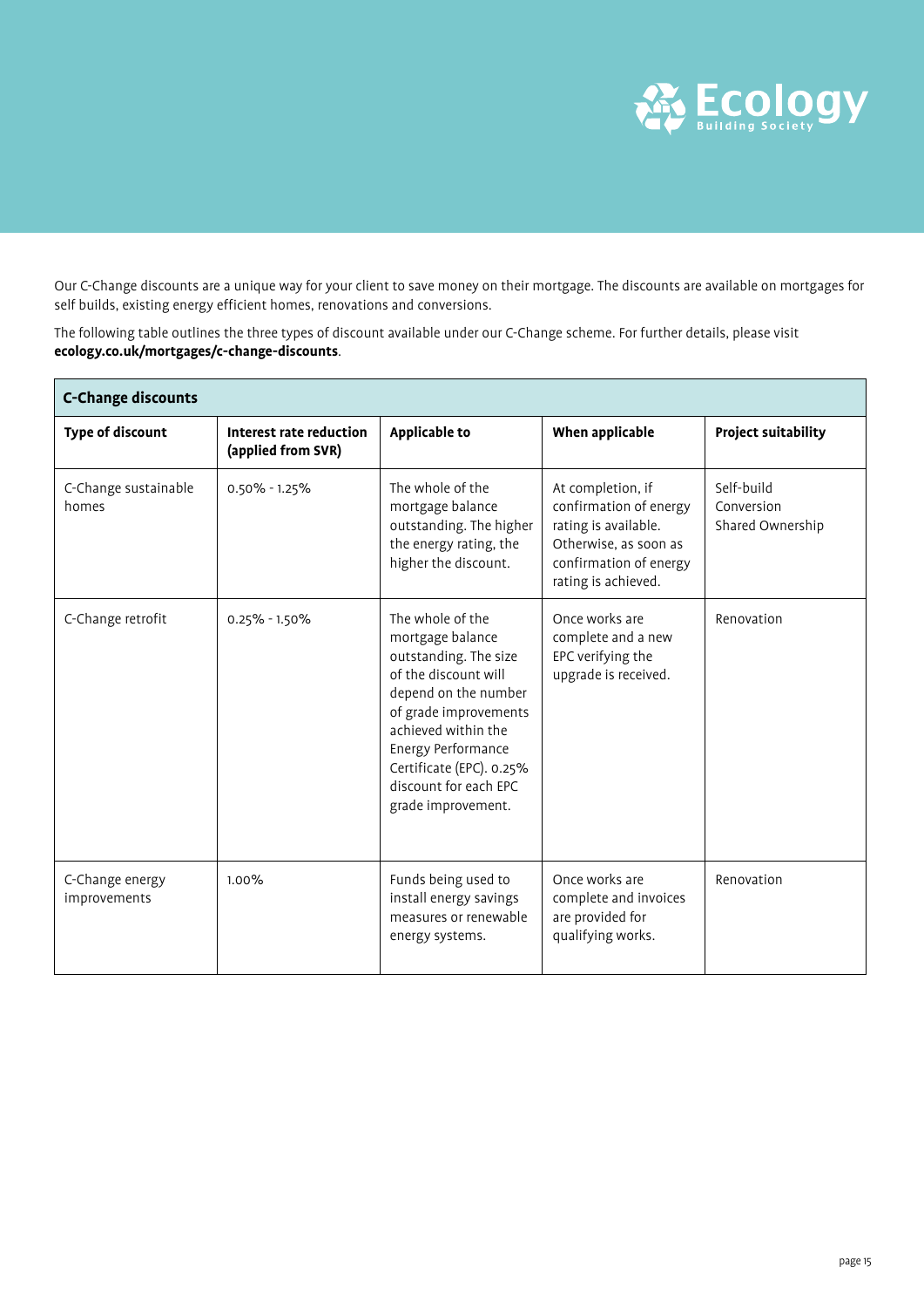Our C-Change discounts are a unique way for your client to save money on their mortgage. The discounts are available on mortgages for self builds, existing energy efficient homes, renovations and conversions.

The following table outlines the three types of discount available under our C-Change scheme. For further details, please visit **ecology.co.uk/mortgages/c-change-discounts**.

| C-Change discounts | | | | |
|---|---|---|---|---|
| **Type of discount** | **Interest rate reduction (applied from SVR)** | **Applicable to** | **When applicable** | **Project suitability** |
| C-Change sustainable homes | 0.50% - 1.25% | The whole of the mortgage balance outstanding. The higher the energy rating, the higher the discount. | At completion, if confirmation of energy rating is available. Otherwise, as soon as confirmation of energy rating is achieved. | Self-build<br>Conversion<br>Shared Ownership |
| C-Change retrofit | 0.25% - 1.50% | The whole of the mortgage balance outstanding. The size of the discount will depend on the number of grade improvements achieved within the Energy Performance Certificate (EPC). 0.25% discount for each EPC grade improvement. | Once works are complete and a new EPC verifying the upgrade is received. | Renovation |
| C-Change energy improvements | 1.00% | Funds being used to install energy savings measures or renewable energy systems. | Once works are complete and invoices are provided for qualifying works. | Renovation |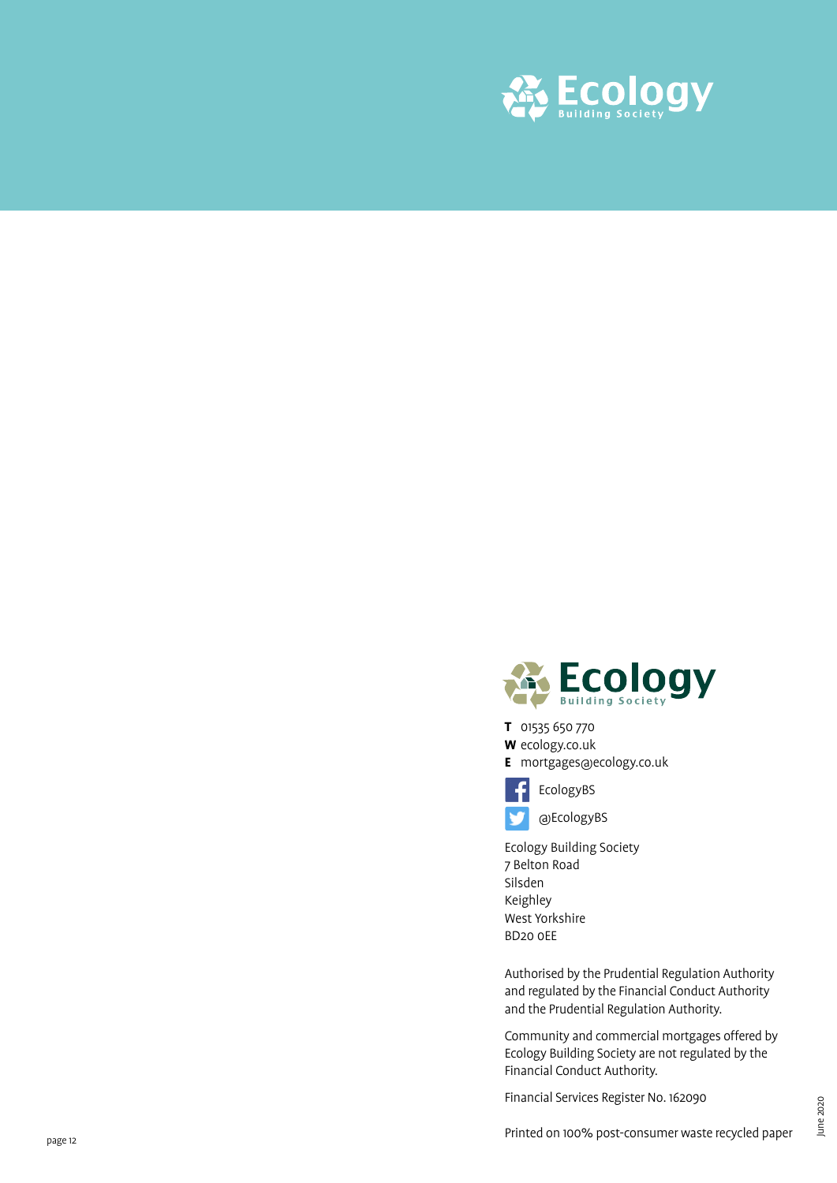Ecology Building Society

Ecology Building Society

**T** 01535 650 770
**W** ecology.co.uk
**E** mortgages@ecology.co.uk

EcologyBS

@EcologyBS

Ecology Building Society
7 Belton Road
Silsden
Keighley
West Yorkshire
BD20 0EE

Authorised by the Prudential Regulation Authority and regulated by the Financial Conduct Authority and the Prudential Regulation Authority.

Community and commercial mortgages offered by Ecology Building Society are not regulated by the Financial Conduct Authority.

Financial Services Register No. 162090

Printed on 100% post-consumer waste recycled paper

June 2020